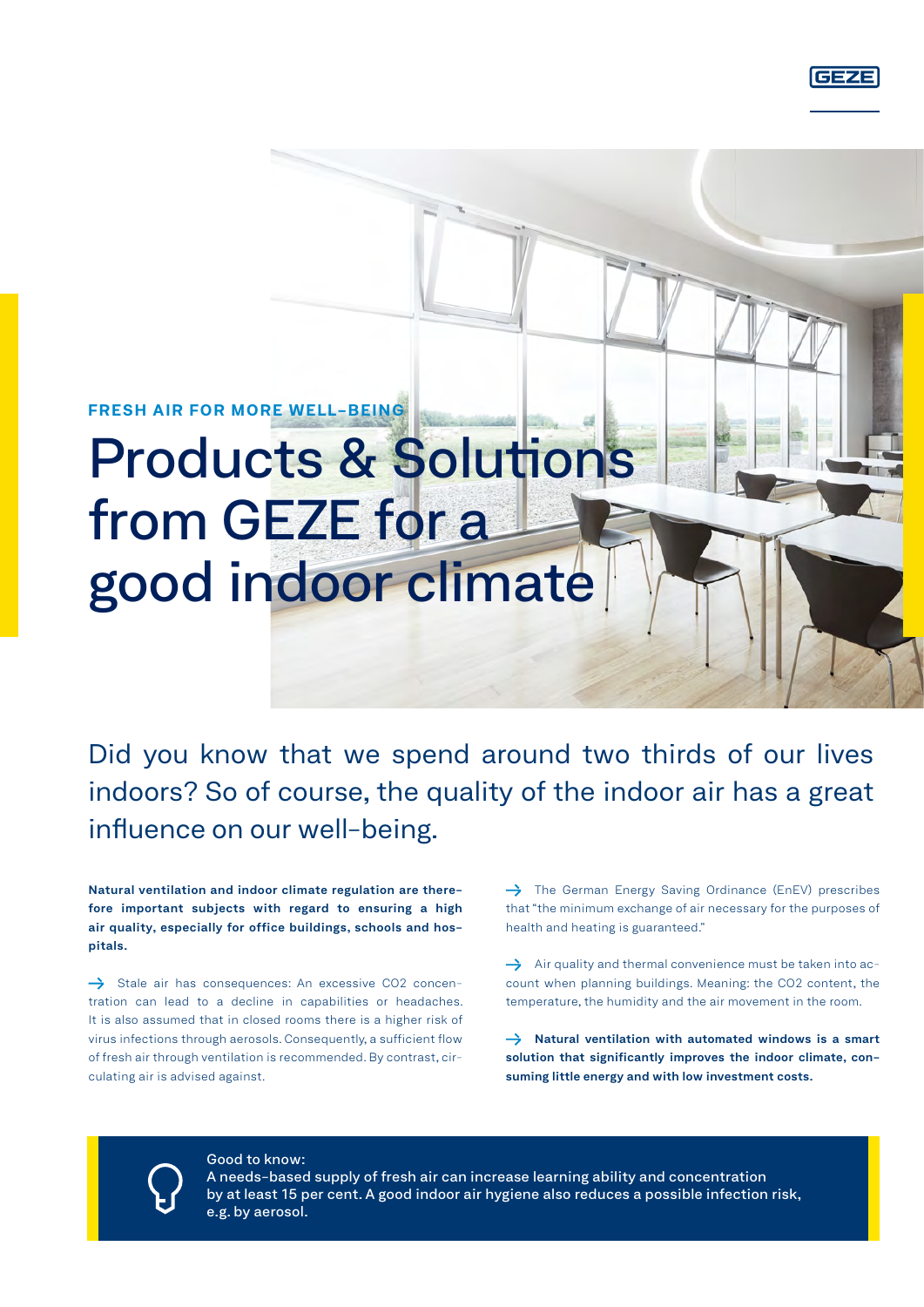**FRESH AIR FOR MORE WELL-BEING**

# Products & Solutions from GEZE for a good indoor climate

Did you know that we spend around two thirds of our lives indoors? So of course, the quality of the indoor air has a great influence on our well-being.

**Natural ventilation and indoor climate regulation are therefore important subjects with regard to ensuring a high air quality, especially for office buildings, schools and hospitals.**

→ Stale air has consequences: An excessive CO2 concentration can lead to a decline in capabilities or headaches. It is also assumed that in closed rooms there is a higher risk of virus infections through aerosols. Consequently, a sufficient flow of fresh air through ventilation is recommended. By contrast, circulating air is advised against.

→ The German Energy Saving Ordinance (EnEV) prescribes that "the minimum exchange of air necessary for the purposes of health and heating is guaranteed."

→ Air quality and thermal convenience must be taken into account when planning buildings. Meaning: the CO2 content, the temperature, the humidity and the air movement in the room.

→ **Natural ventilation with automated windows is a smart solution that significantly improves the indoor climate, consuming little energy and with low investment costs.**

Good to know:
A needs-based supply of fresh air can increase learning ability and concentration by at least 15 per cent. A good indoor air hygiene also reduces a possible infection risk, e.g. by aerosol.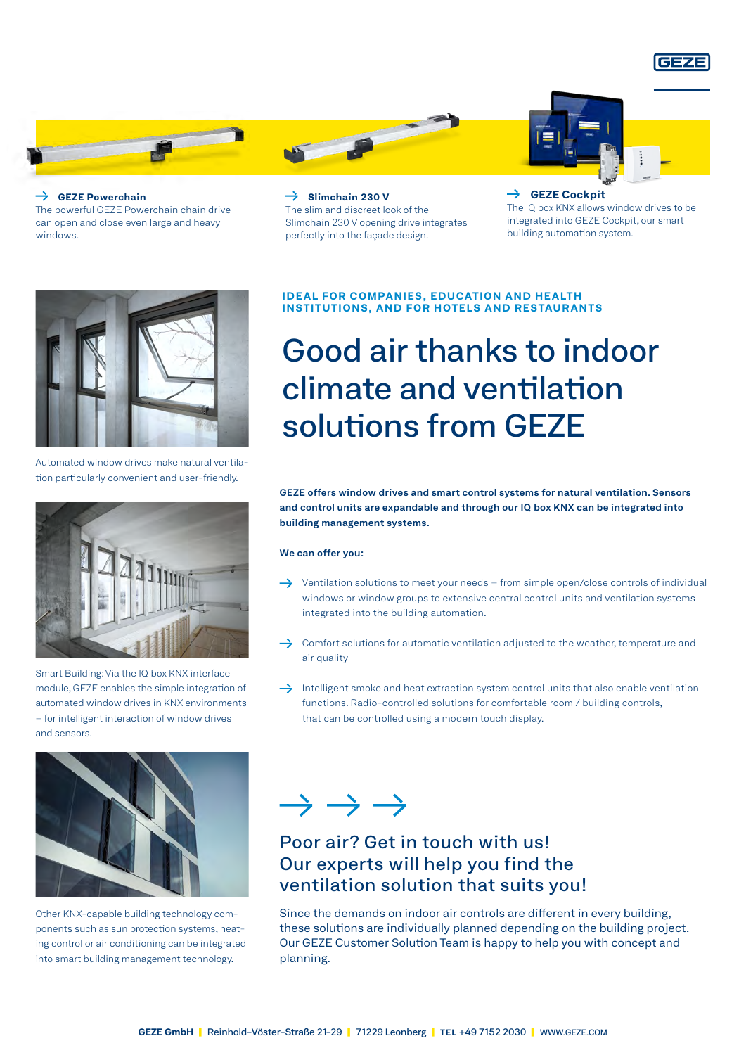### → GEZE Powerchain

The powerful GEZE Powerchain chain drive can open and close even large and heavy windows.

### → Slimchain 230 V

The slim and discreet look of the Slimchain 230 V opening drive integrates perfectly into the façade design.

### → GEZE Cockpit

The IQ box KNX allows window drives to be integrated into GEZE Cockpit, our smart building automation system.

IDEAL FOR COMPANIES, EDUCATION AND HEALTH INSTITUTIONS, AND FOR HOTELS AND RESTAURANTS

# Good air thanks to indoor climate and ventilation solutions from GEZE

**GEZE offers window drives and smart control systems for natural ventilation. Sensors and control units are expandable and through our IQ box KNX can be integrated into building management systems.**

**We can offer you:**

- Ventilation solutions to meet your needs – from simple open/close controls of individual windows or window groups to extensive central control units and ventilation systems integrated into the building automation.
- Comfort solutions for automatic ventilation adjusted to the weather, temperature and air quality
- Intelligent smoke and heat extraction system control units that also enable ventilation functions. Radio-controlled solutions for comfortable room / building controls, that can be controlled using a modern touch display.

Automated window drives make natural ventilation particularly convenient and user-friendly.

Smart Building: Via the IQ box KNX interface module, GEZE enables the simple integration of automated window drives in KNX environments – for intelligent interaction of window drives and sensors.

Other KNX-capable building technology components such as sun protection systems, heating control or air conditioning can be integrated into smart building management technology.

## Poor air? Get in touch with us! Our experts will help you find the ventilation solution that suits you!

Since the demands on indoor air controls are different in every building, these solutions are individually planned depending on the building project. Our GEZE Customer Solution Team is happy to help you with concept and planning.

**GEZE GmbH** | Reinhold-Vöster-Straße 21-29 | 71229 Leonberg | TEL +49 7152 2030 | WWW.GEZE.COM